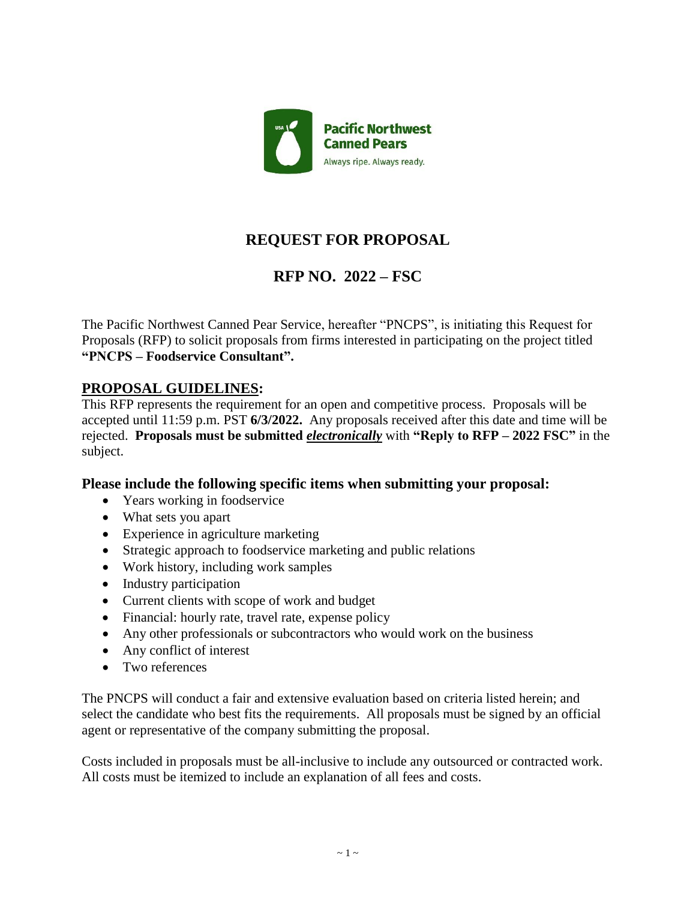Pacific Northwest Canned Pears

Always ripe. Always ready.

# REQUEST FOR PROPOSAL

## RFP NO. 2022 – FSC

The Pacific Northwest Canned Pear Service, hereafter "PNCPS", is initiating this Request for Proposals (RFP) to solicit proposals from firms interested in participating on the project titled **"PNCPS – Foodservice Consultant".**

## PROPOSAL GUIDELINES:

This RFP represents the requirement for an open and competitive process. Proposals will be accepted until 11:59 p.m. PST **6/3/2022.** Any proposals received after this date and time will be rejected. **Proposals must be submitted *electronically*** with **"Reply to RFP – 2022 FSC"** in the subject.

### Please include the following specific items when submitting your proposal:

- Years working in foodservice
- What sets you apart
- Experience in agriculture marketing
- Strategic approach to foodservice marketing and public relations
- Work history, including work samples
- Industry participation
- Current clients with scope of work and budget
- Financial: hourly rate, travel rate, expense policy
- Any other professionals or subcontractors who would work on the business
- Any conflict of interest
- Two references

The PNCPS will conduct a fair and extensive evaluation based on criteria listed herein; and select the candidate who best fits the requirements. All proposals must be signed by an official agent or representative of the company submitting the proposal.

Costs included in proposals must be all-inclusive to include any outsourced or contracted work. All costs must be itemized to include an explanation of all fees and costs.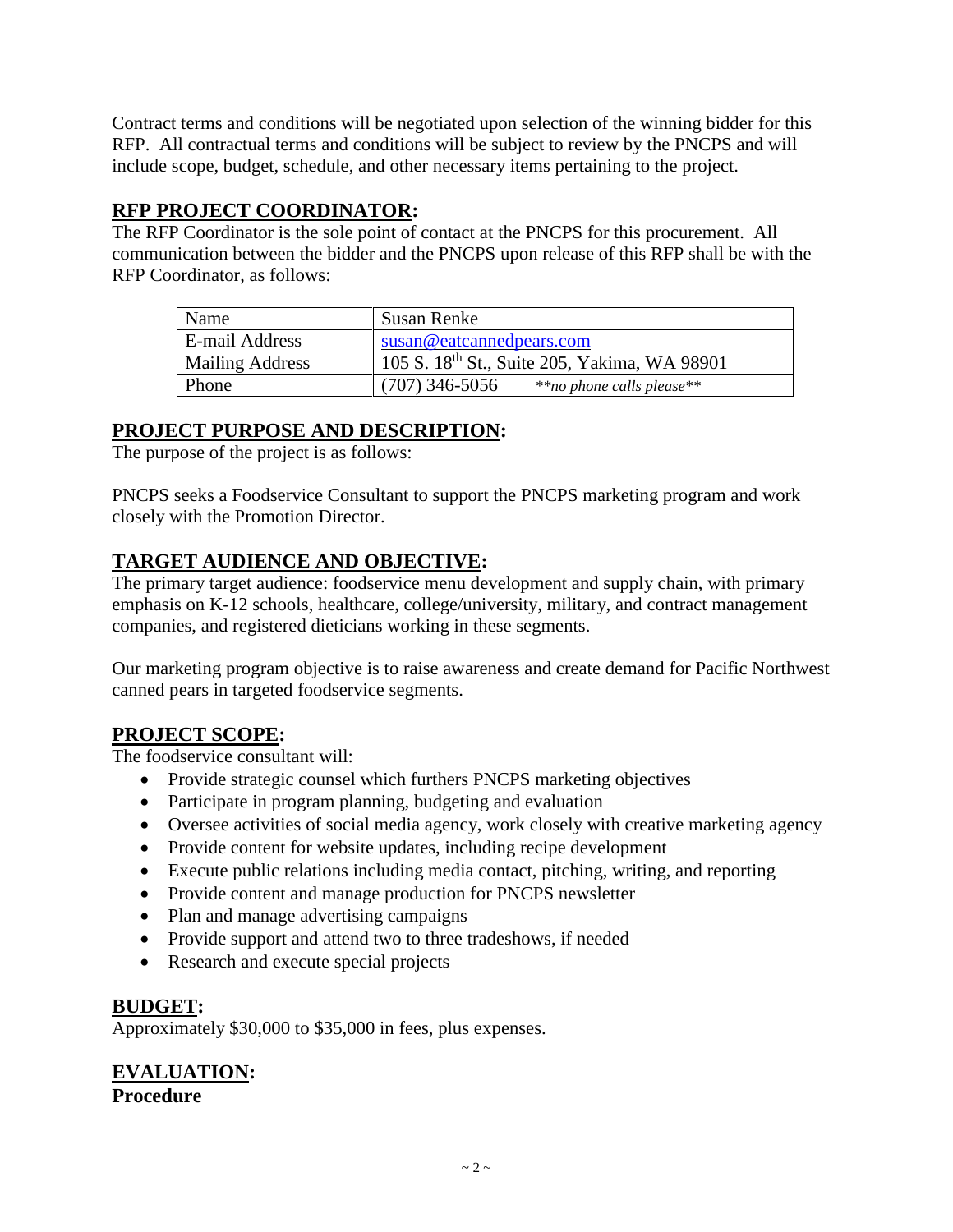Contract terms and conditions will be negotiated upon selection of the winning bidder for this RFP. All contractual terms and conditions will be subject to review by the PNCPS and will include scope, budget, schedule, and other necessary items pertaining to the project.

## RFP PROJECT COORDINATOR:

The RFP Coordinator is the sole point of contact at the PNCPS for this procurement. All communication between the bidder and the PNCPS upon release of this RFP shall be with the RFP Coordinator, as follows:

| Name | Susan Renke |
|---|---|
| E-mail Address | susan@eatcannedpears.com |
| Mailing Address | 105 S. 18th St., Suite 205, Yakima, WA 98901 |
| Phone | (707) 346-5056 *\*\*no phone calls please\*\** |

## PROJECT PURPOSE AND DESCRIPTION:

The purpose of the project is as follows:

PNCPS seeks a Foodservice Consultant to support the PNCPS marketing program and work closely with the Promotion Director.

## TARGET AUDIENCE AND OBJECTIVE:

The primary target audience: foodservice menu development and supply chain, with primary emphasis on K-12 schools, healthcare, college/university, military, and contract management companies, and registered dieticians working in these segments.

Our marketing program objective is to raise awareness and create demand for Pacific Northwest canned pears in targeted foodservice segments.

## PROJECT SCOPE:

The foodservice consultant will:

- Provide strategic counsel which furthers PNCPS marketing objectives
- Participate in program planning, budgeting and evaluation
- Oversee activities of social media agency, work closely with creative marketing agency
- Provide content for website updates, including recipe development
- Execute public relations including media contact, pitching, writing, and reporting
- Provide content and manage production for PNCPS newsletter
- Plan and manage advertising campaigns
- Provide support and attend two to three tradeshows, if needed
- Research and execute special projects

## BUDGET:

Approximately $30,000 to $35,000 in fees, plus expenses.

## EVALUATION:

**Procedure**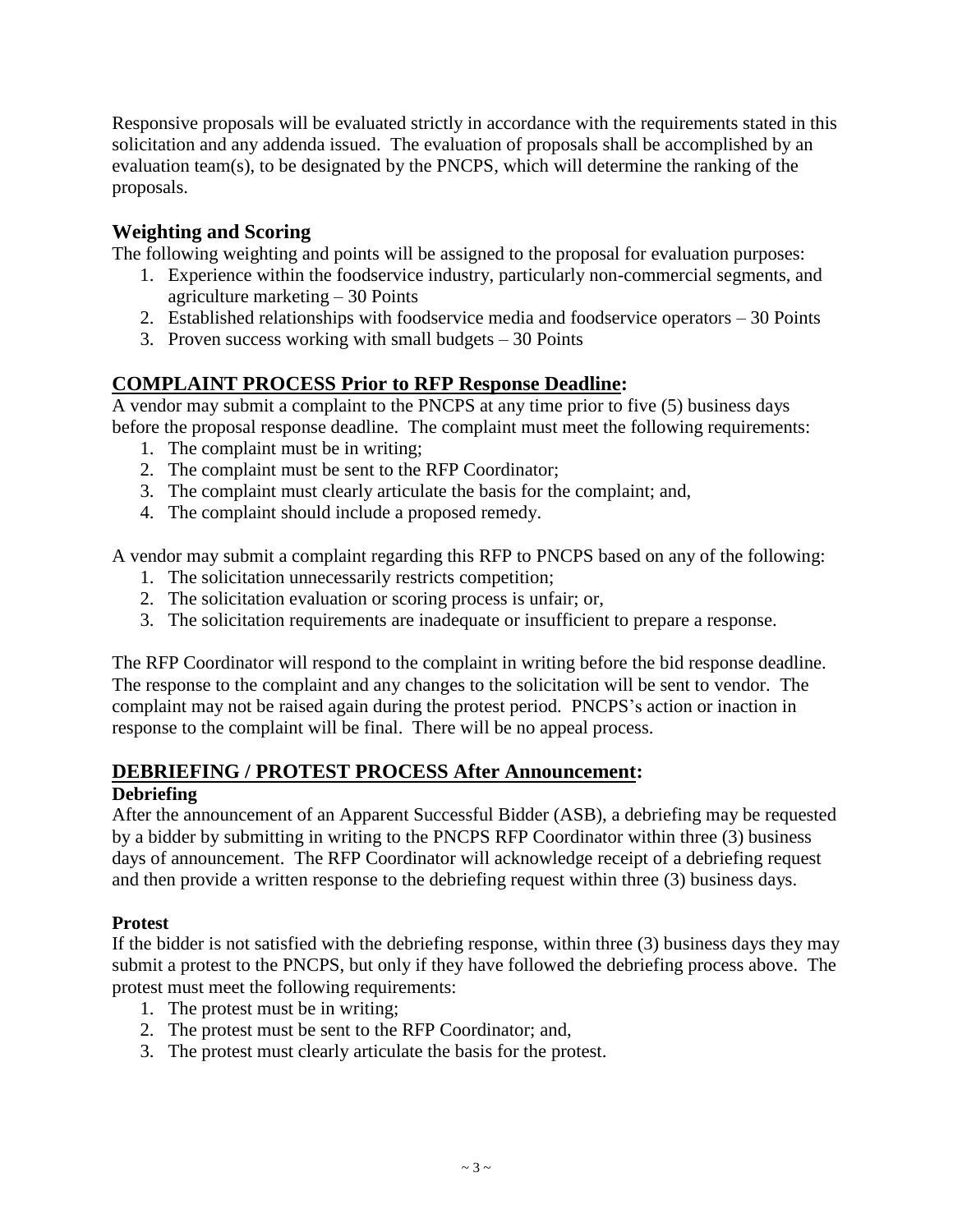Responsive proposals will be evaluated strictly in accordance with the requirements stated in this solicitation and any addenda issued. The evaluation of proposals shall be accomplished by an evaluation team(s), to be designated by the PNCPS, which will determine the ranking of the proposals.

## Weighting and Scoring

The following weighting and points will be assigned to the proposal for evaluation purposes:

1. Experience within the foodservice industry, particularly non-commercial segments, and agriculture marketing – 30 Points
2. Established relationships with foodservice media and foodservice operators – 30 Points
3. Proven success working with small budgets – 30 Points

## COMPLAINT PROCESS Prior to RFP Response Deadline:

A vendor may submit a complaint to the PNCPS at any time prior to five (5) business days before the proposal response deadline. The complaint must meet the following requirements:

1. The complaint must be in writing;
2. The complaint must be sent to the RFP Coordinator;
3. The complaint must clearly articulate the basis for the complaint; and,
4. The complaint should include a proposed remedy.

A vendor may submit a complaint regarding this RFP to PNCPS based on any of the following:

1. The solicitation unnecessarily restricts competition;
2. The solicitation evaluation or scoring process is unfair; or,
3. The solicitation requirements are inadequate or insufficient to prepare a response.

The RFP Coordinator will respond to the complaint in writing before the bid response deadline. The response to the complaint and any changes to the solicitation will be sent to vendor. The complaint may not be raised again during the protest period. PNCPS's action or inaction in response to the complaint will be final. There will be no appeal process.

## DEBRIEFING / PROTEST PROCESS After Announcement:

### Debriefing

After the announcement of an Apparent Successful Bidder (ASB), a debriefing may be requested by a bidder by submitting in writing to the PNCPS RFP Coordinator within three (3) business days of announcement. The RFP Coordinator will acknowledge receipt of a debriefing request and then provide a written response to the debriefing request within three (3) business days.

### Protest

If the bidder is not satisfied with the debriefing response, within three (3) business days they may submit a protest to the PNCPS, but only if they have followed the debriefing process above. The protest must meet the following requirements:

1. The protest must be in writing;
2. The protest must be sent to the RFP Coordinator; and,
3. The protest must clearly articulate the basis for the protest.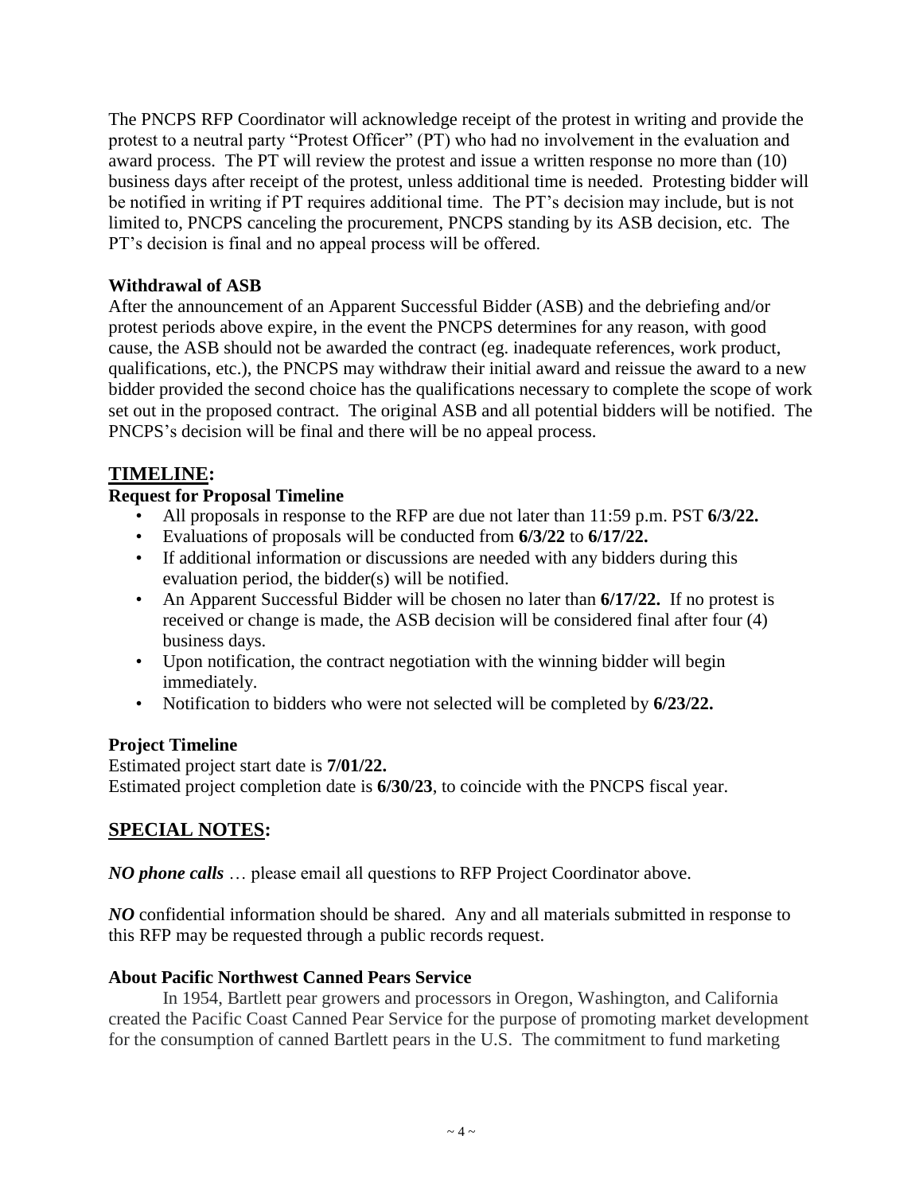The PNCPS RFP Coordinator will acknowledge receipt of the protest in writing and provide the protest to a neutral party "Protest Officer" (PT) who had no involvement in the evaluation and award process. The PT will review the protest and issue a written response no more than (10) business days after receipt of the protest, unless additional time is needed. Protesting bidder will be notified in writing if PT requires additional time. The PT's decision may include, but is not limited to, PNCPS canceling the procurement, PNCPS standing by its ASB decision, etc. The PT's decision is final and no appeal process will be offered.

**Withdrawal of ASB**

After the announcement of an Apparent Successful Bidder (ASB) and the debriefing and/or protest periods above expire, in the event the PNCPS determines for any reason, with good cause, the ASB should not be awarded the contract (eg. inadequate references, work product, qualifications, etc.), the PNCPS may withdraw their initial award and reissue the award to a new bidder provided the second choice has the qualifications necessary to complete the scope of work set out in the proposed contract. The original ASB and all potential bidders will be notified. The PNCPS's decision will be final and there will be no appeal process.

## TIMELINE:

**Request for Proposal Timeline**

- All proposals in response to the RFP are due not later than 11:59 p.m. PST **6/3/22.**
- Evaluations of proposals will be conducted from **6/3/22** to **6/17/22.**
- If additional information or discussions are needed with any bidders during this evaluation period, the bidder(s) will be notified.
- An Apparent Successful Bidder will be chosen no later than **6/17/22.** If no protest is received or change is made, the ASB decision will be considered final after four (4) business days.
- Upon notification, the contract negotiation with the winning bidder will begin immediately.
- Notification to bidders who were not selected will be completed by **6/23/22.**

**Project Timeline**

Estimated project start date is **7/01/22.**
Estimated project completion date is **6/30/23**, to coincide with the PNCPS fiscal year.

## SPECIAL NOTES:

***NO phone calls*** … please email all questions to RFP Project Coordinator above.

***NO*** confidential information should be shared. Any and all materials submitted in response to this RFP may be requested through a public records request.

**About Pacific Northwest Canned Pears Service**

In 1954, Bartlett pear growers and processors in Oregon, Washington, and California created the Pacific Coast Canned Pear Service for the purpose of promoting market development for the consumption of canned Bartlett pears in the U.S. The commitment to fund marketing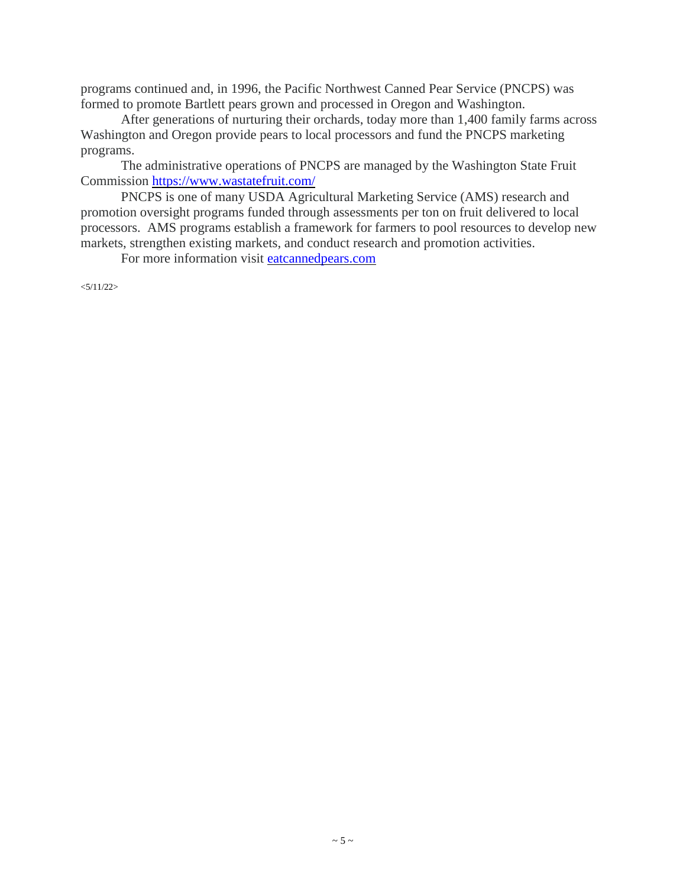programs continued and, in 1996, the Pacific Northwest Canned Pear Service (PNCPS) was formed to promote Bartlett pears grown and processed in Oregon and Washington.

After generations of nurturing their orchards, today more than 1,400 family farms across Washington and Oregon provide pears to local processors and fund the PNCPS marketing programs.

The administrative operations of PNCPS are managed by the Washington State Fruit Commission https://www.wastatefruit.com/

PNCPS is one of many USDA Agricultural Marketing Service (AMS) research and promotion oversight programs funded through assessments per ton on fruit delivered to local processors. AMS programs establish a framework for farmers to pool resources to develop new markets, strengthen existing markets, and conduct research and promotion activities.

For more information visit eatcannedpears.com

<5/11/22>